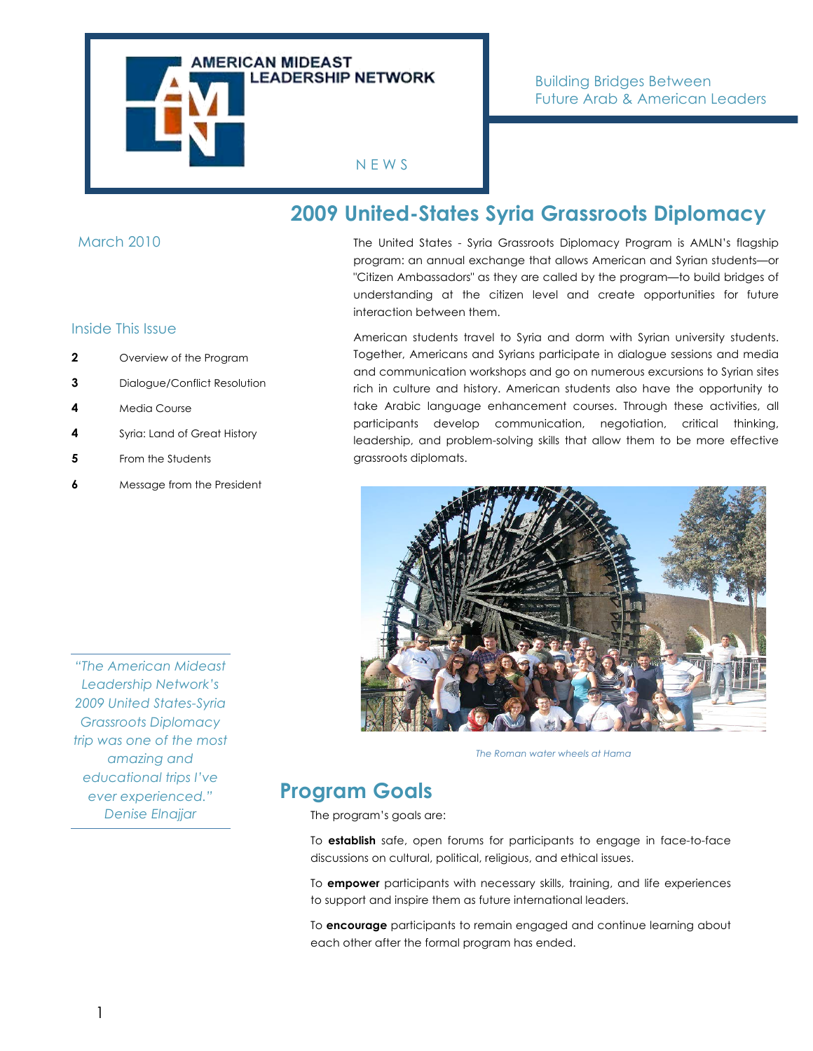AMERICAN MIDEAST LEADERSHIP NETWORK

NEWS

Building Bridges Between Future Arab & American Leaders

March 2010

## Inside This Issue

| | |
|---|---|
| 2 | Overview of the Program |
| 3 | Dialogue/Conflict Resolution |
| 4 | Media Course |
| 4 | Syria: Land of Great History |
| 5 | From the Students |
| 6 | Message from the President |

*"The American Mideast Leadership Network's 2009 United States-Syria Grassroots Diplomacy trip was one of the most amazing and educational trips I've ever experienced." Denise Elnajjar*

# 2009 United-States Syria Grassroots Diplomacy

The United States - Syria Grassroots Diplomacy Program is AMLN's flagship program: an annual exchange that allows American and Syrian students—or "Citizen Ambassadors" as they are called by the program—to build bridges of understanding at the citizen level and create opportunities for future interaction between them.

American students travel to Syria and dorm with Syrian university students. Together, Americans and Syrians participate in dialogue sessions and media and communication workshops and go on numerous excursions to Syrian sites rich in culture and history. American students also have the opportunity to take Arabic language enhancement courses. Through these activities, all participants develop communication, negotiation, critical thinking, leadership, and problem-solving skills that allow them to be more effective grassroots diplomats.

*The Roman water wheels at Hama*

## Program Goals

The program's goals are:

To **establish** safe, open forums for participants to engage in face-to-face discussions on cultural, political, religious, and ethical issues.

To **empower** participants with necessary skills, training, and life experiences to support and inspire them as future international leaders.

To **encourage** participants to remain engaged and continue learning about each other after the formal program has ended.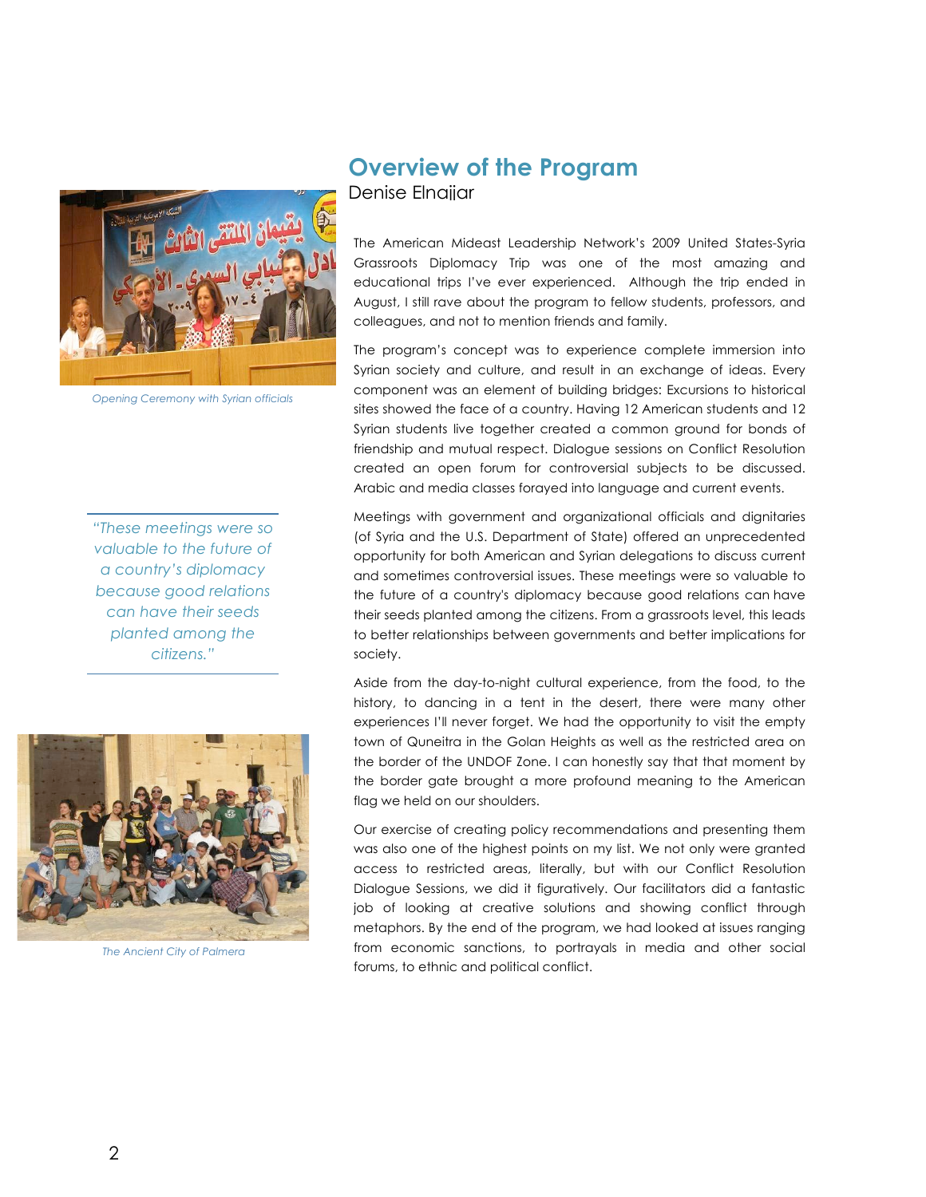## Overview of the Program

Denise Elnajjar

*Opening Ceremony with Syrian officials*

> *"These meetings were so valuable to the future of a country's diplomacy because good relations can have their seeds planted among the citizens."*

*The Ancient City of Palmera*

The American Mideast Leadership Network's 2009 United States-Syria Grassroots Diplomacy Trip was one of the most amazing and educational trips I've ever experienced. Although the trip ended in August, I still rave about the program to fellow students, professors, and colleagues, and not to mention friends and family.

The program's concept was to experience complete immersion into Syrian society and culture, and result in an exchange of ideas. Every component was an element of building bridges: Excursions to historical sites showed the face of a country. Having 12 American students and 12 Syrian students live together created a common ground for bonds of friendship and mutual respect. Dialogue sessions on Conflict Resolution created an open forum for controversial subjects to be discussed. Arabic and media classes forayed into language and current events.

Meetings with government and organizational officials and dignitaries (of Syria and the U.S. Department of State) offered an unprecedented opportunity for both American and Syrian delegations to discuss current and sometimes controversial issues. These meetings were so valuable to the future of a country's diplomacy because good relations can have their seeds planted among the citizens. From a grassroots level, this leads to better relationships between governments and better implications for society.

Aside from the day-to-night cultural experience, from the food, to the history, to dancing in a tent in the desert, there were many other experiences I'll never forget. We had the opportunity to visit the empty town of Quneitra in the Golan Heights as well as the restricted area on the border of the UNDOF Zone. I can honestly say that that moment by the border gate brought a more profound meaning to the American flag we held on our shoulders.

Our exercise of creating policy recommendations and presenting them was also one of the highest points on my list. We not only were granted access to restricted areas, literally, but with our Conflict Resolution Dialogue Sessions, we did it figuratively. Our facilitators did a fantastic job of looking at creative solutions and showing conflict through metaphors. By the end of the program, we had looked at issues ranging from economic sanctions, to portrayals in media and other social forums, to ethnic and political conflict.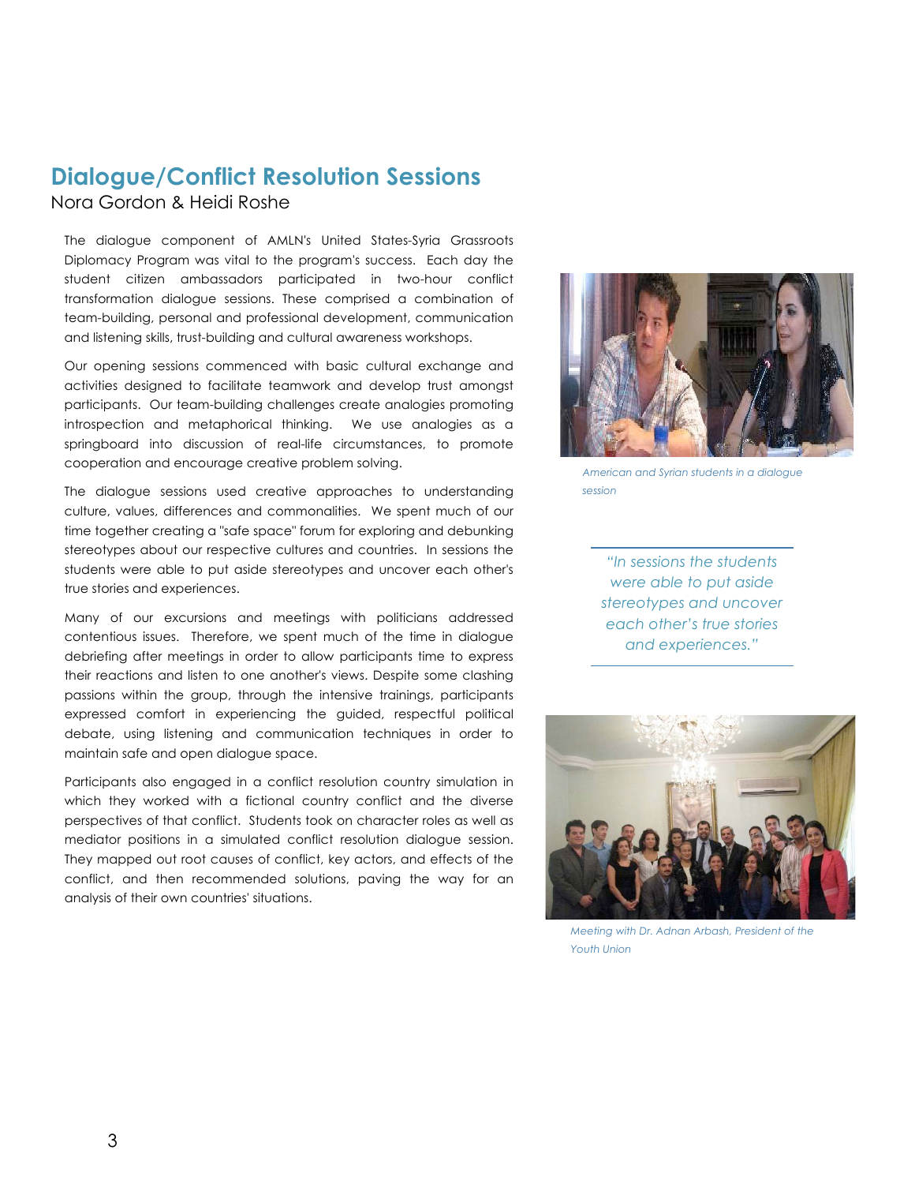## Dialogue/Conflict Resolution Sessions

Nora Gordon & Heidi Roshe

The dialogue component of AMLN's United States-Syria Grassroots Diplomacy Program was vital to the program's success. Each day the student citizen ambassadors participated in two-hour conflict transformation dialogue sessions. These comprised a combination of team-building, personal and professional development, communication and listening skills, trust-building and cultural awareness workshops.

Our opening sessions commenced with basic cultural exchange and activities designed to facilitate teamwork and develop trust amongst participants. Our team-building challenges create analogies promoting introspection and metaphorical thinking. We use analogies as a springboard into discussion of real-life circumstances, to promote cooperation and encourage creative problem solving.

The dialogue sessions used creative approaches to understanding culture, values, differences and commonalities. We spent much of our time together creating a "safe space" forum for exploring and debunking stereotypes about our respective cultures and countries. In sessions the students were able to put aside stereotypes and uncover each other's true stories and experiences.

Many of our excursions and meetings with politicians addressed contentious issues. Therefore, we spent much of the time in dialogue debriefing after meetings in order to allow participants time to express their reactions and listen to one another's views. Despite some clashing passions within the group, through the intensive trainings, participants expressed comfort in experiencing the guided, respectful political debate, using listening and communication techniques in order to maintain safe and open dialogue space.

Participants also engaged in a conflict resolution country simulation in which they worked with a fictional country conflict and the diverse perspectives of that conflict. Students took on character roles as well as mediator positions in a simulated conflict resolution dialogue session. They mapped out root causes of conflict, key actors, and effects of the conflict, and then recommended solutions, paving the way for an analysis of their own countries' situations.

*American and Syrian students in a dialogue session*

> *"In sessions the students were able to put aside stereotypes and uncover each other's true stories and experiences."*

*Meeting with Dr. Adnan Arbash, President of the Youth Union*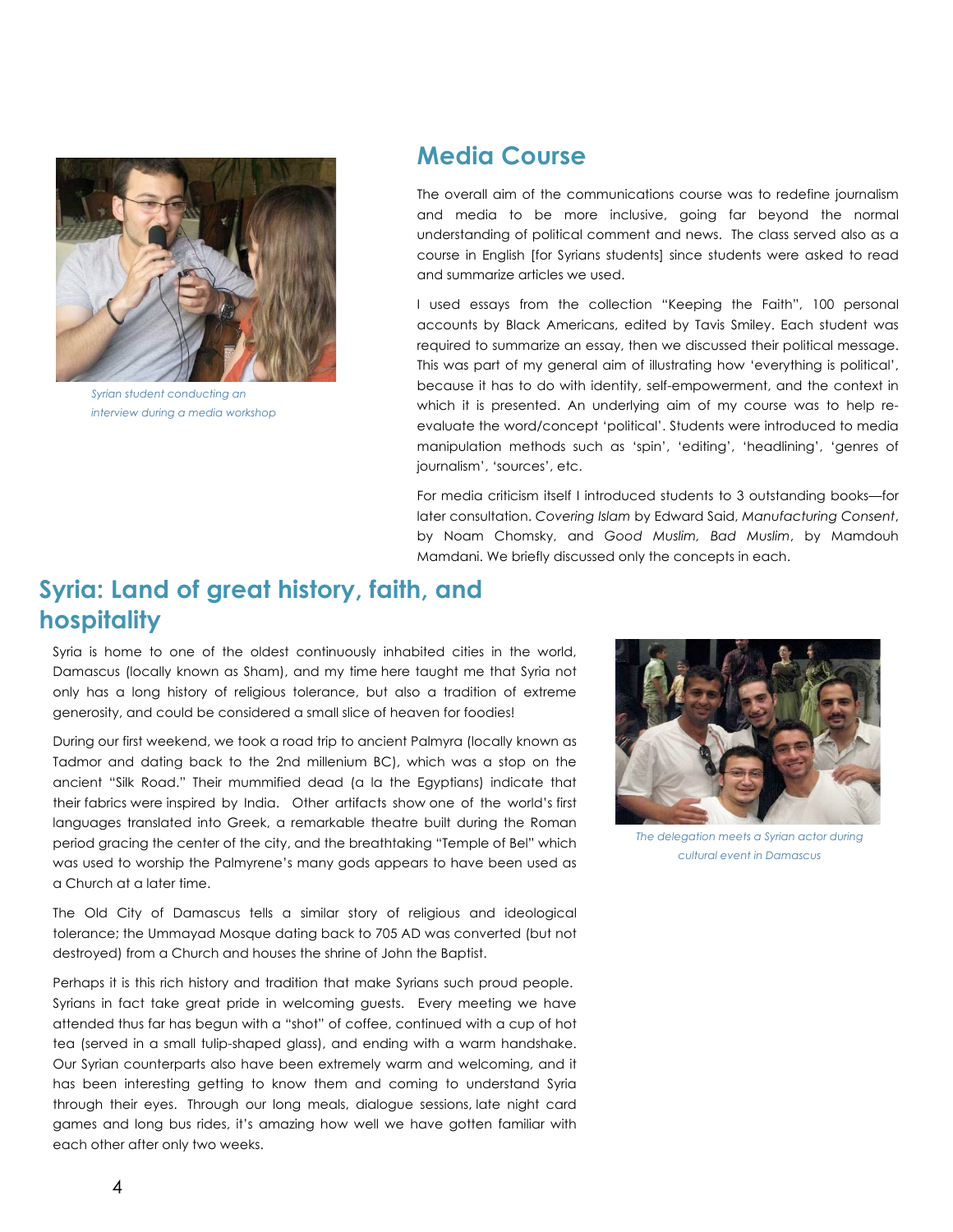Syrian student conducting an interview during a media workshop

## Media Course

The overall aim of the communications course was to redefine journalism and media to be more inclusive, going far beyond the normal understanding of political comment and news. The class served also as a course in English [for Syrians students] since students were asked to read and summarize articles we used.

I used essays from the collection "Keeping the Faith", 100 personal accounts by Black Americans, edited by Tavis Smiley. Each student was required to summarize an essay, then we discussed their political message. This was part of my general aim of illustrating how 'everything is political', because it has to do with identity, self-empowerment, and the context in which it is presented. An underlying aim of my course was to help re-evaluate the word/concept 'political'. Students were introduced to media manipulation methods such as 'spin', 'editing', 'headlining', 'genres of journalism', 'sources', etc.

For media criticism itself I introduced students to 3 outstanding books—for later consultation. *Covering Islam* by Edward Said, *Manufacturing Consent*, by Noam Chomsky, and *Good Muslim, Bad Muslim*, by Mamdouh Mamdani. We briefly discussed only the concepts in each.

## Syria: Land of great history, faith, and hospitality

Syria is home to one of the oldest continuously inhabited cities in the world, Damascus (locally known as Sham), and my time here taught me that Syria not only has a long history of religious tolerance, but also a tradition of extreme generosity, and could be considered a small slice of heaven for foodies!

During our first weekend, we took a road trip to ancient Palmyra (locally known as Tadmor and dating back to the 2nd millenium BC), which was a stop on the ancient "Silk Road." Their mummified dead (a la the Egyptians) indicate that their fabrics were inspired by India. Other artifacts show one of the world's first languages translated into Greek, a remarkable theatre built during the Roman period gracing the center of the city, and the breathtaking "Temple of Bel" which was used to worship the Palmyrene's many gods appears to have been used as a Church at a later time.

The Old City of Damascus tells a similar story of religious and ideological tolerance; the Ummayad Mosque dating back to 705 AD was converted (but not destroyed) from a Church and houses the shrine of John the Baptist.

Perhaps it is this rich history and tradition that make Syrians such proud people. Syrians in fact take great pride in welcoming guests. Every meeting we have attended thus far has begun with a "shot" of coffee, continued with a cup of hot tea (served in a small tulip-shaped glass), and ending with a warm handshake. Our Syrian counterparts also have been extremely warm and welcoming, and it has been interesting getting to know them and coming to understand Syria through their eyes. Through our long meals, dialogue sessions, late night card games and long bus rides, it's amazing how well we have gotten familiar with each other after only two weeks.

The delegation meets a Syrian actor during cultural event in Damascus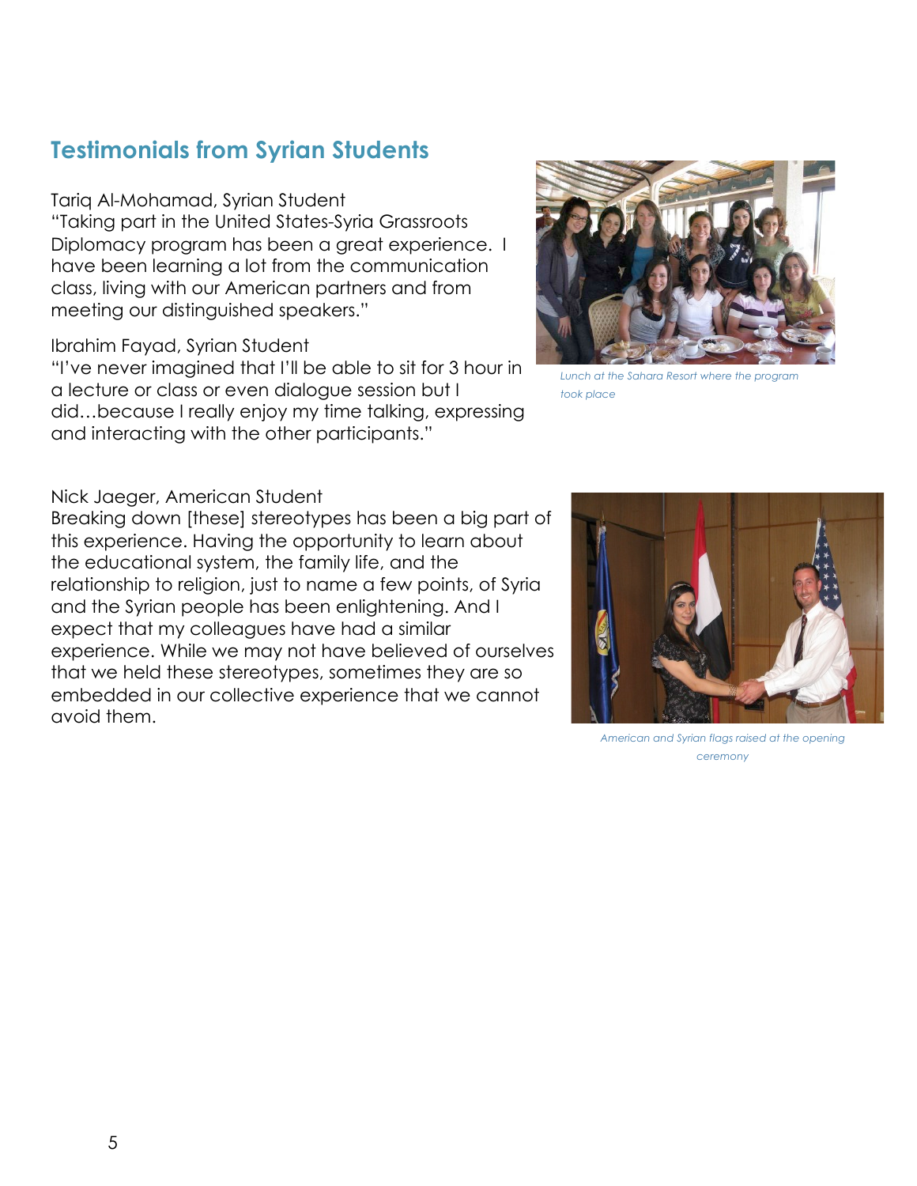## Testimonials from Syrian Students

Tariq Al-Mohamad, Syrian Student
"Taking part in the United States-Syria Grassroots Diplomacy program has been a great experience. I have been learning a lot from the communication class, living with our American partners and from meeting our distinguished speakers."

*Lunch at the Sahara Resort where the program took place*

Ibrahim Fayad, Syrian Student
"I've never imagined that I'll be able to sit for 3 hour in a lecture or class or even dialogue session but I did…because I really enjoy my time talking, expressing and interacting with the other participants."

Nick Jaeger, American Student
Breaking down [these] stereotypes has been a big part of this experience. Having the opportunity to learn about the educational system, the family life, and the relationship to religion, just to name a few points, of Syria and the Syrian people has been enlightening. And I expect that my colleagues have had a similar experience. While we may not have believed of ourselves that we held these stereotypes, sometimes they are so embedded in our collective experience that we cannot avoid them.

*American and Syrian flags raised at the opening ceremony*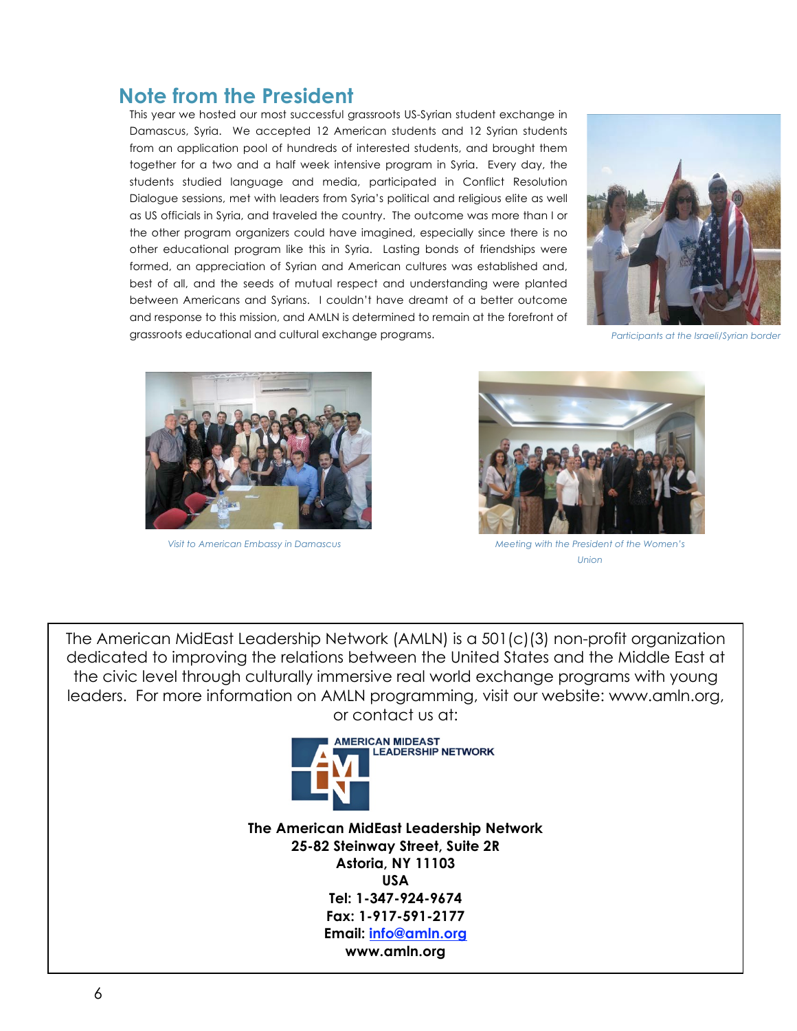## Note from the President

This year we hosted our most successful grassroots US-Syrian student exchange in Damascus, Syria. We accepted 12 American students and 12 Syrian students from an application pool of hundreds of interested students, and brought them together for a two and a half week intensive program in Syria. Every day, the students studied language and media, participated in Conflict Resolution Dialogue sessions, met with leaders from Syria's political and religious elite as well as US officials in Syria, and traveled the country. The outcome was more than I or the other program organizers could have imagined, especially since there is no other educational program like this in Syria. Lasting bonds of friendships were formed, an appreciation of Syrian and American cultures was established and, best of all, and the seeds of mutual respect and understanding were planted between Americans and Syrians. I couldn't have dreamt of a better outcome and response to this mission, and AMLN is determined to remain at the forefront of grassroots educational and cultural exchange programs.

*Participants at the Israeli/Syrian border*

*Visit to American Embassy in Damascus*

*Meeting with the President of the Women's Union*

The American MidEast Leadership Network (AMLN) is a 501(c)(3) non-profit organization dedicated to improving the relations between the United States and the Middle East at the civic level through culturally immersive real world exchange programs with young leaders. For more information on AMLN programming, visit our website: www.amln.org, or contact us at:

AMERICAN MIDEAST LEADERSHIP NETWORK

**The American MidEast Leadership Network**
**25-82 Steinway Street, Suite 2R**
**Astoria, NY 11103**
**USA**
**Tel: 1-347-924-9674**
**Fax: 1-917-591-2177**
**Email: info@amln.org**
**www.amln.org**